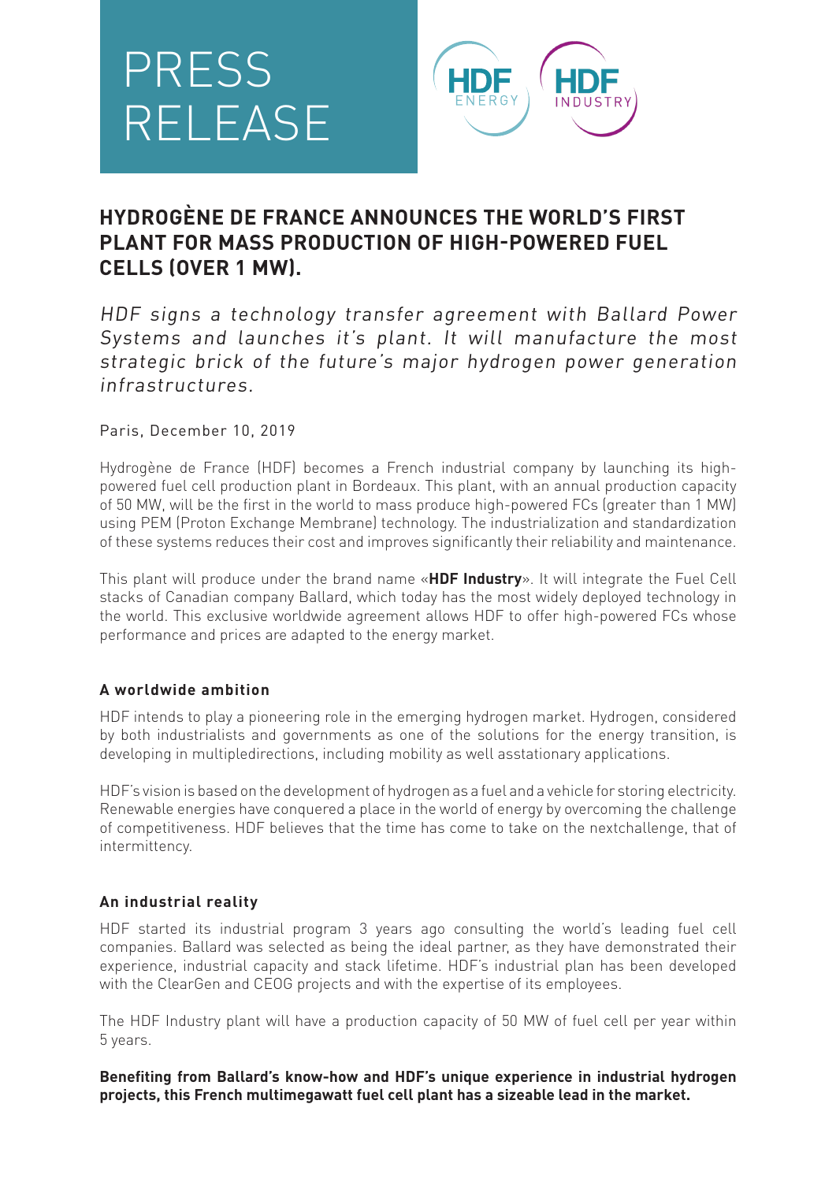# PRESS RELEASE

HDF ENERGY | HDF INDUSTRY

## HYDROGÈNE DE FRANCE ANNOUNCES THE WORLD'S FIRST PLANT FOR MASS PRODUCTION OF HIGH-POWERED FUEL CELLS (OVER 1 MW).

*HDF signs a technology transfer agreement with Ballard Power Systems and launches it's plant. It will manufacture the most strategic brick of the future's major hydrogen power generation infrastructures.*

Paris, December 10, 2019

Hydrogène de France (HDF) becomes a French industrial company by launching its high-powered fuel cell production plant in Bordeaux. This plant, with an annual production capacity of 50 MW, will be the first in the world to mass produce high-powered FCs (greater than 1 MW) using PEM (Proton Exchange Membrane) technology. The industrialization and standardization of these systems reduces their cost and improves significantly their reliability and maintenance.

This plant will produce under the brand name «**HDF Industry**». It will integrate the Fuel Cell stacks of Canadian company Ballard, which today has the most widely deployed technology in the world. This exclusive worldwide agreement allows HDF to offer high-powered FCs whose performance and prices are adapted to the energy market.

### A worldwide ambition

HDF intends to play a pioneering role in the emerging hydrogen market. Hydrogen, considered by both industrialists and governments as one of the solutions for the energy transition, is developing in multipledirections, including mobility as well asstationary applications.

HDF's vision is based on the development of hydrogen as a fuel and a vehicle for storing electricity. Renewable energies have conquered a place in the world of energy by overcoming the challenge of competitiveness. HDF believes that the time has come to take on the nextchallenge, that of intermittency.

### An industrial reality

HDF started its industrial program 3 years ago consulting the world's leading fuel cell companies. Ballard was selected as being the ideal partner, as they have demonstrated their experience, industrial capacity and stack lifetime. HDF's industrial plan has been developed with the ClearGen and CEOG projects and with the expertise of its employees.

The HDF Industry plant will have a production capacity of 50 MW of fuel cell per year within 5 years.

**Benefiting from Ballard's know-how and HDF's unique experience in industrial hydrogen projects, this French multimegawatt fuel cell plant has a sizeable lead in the market.**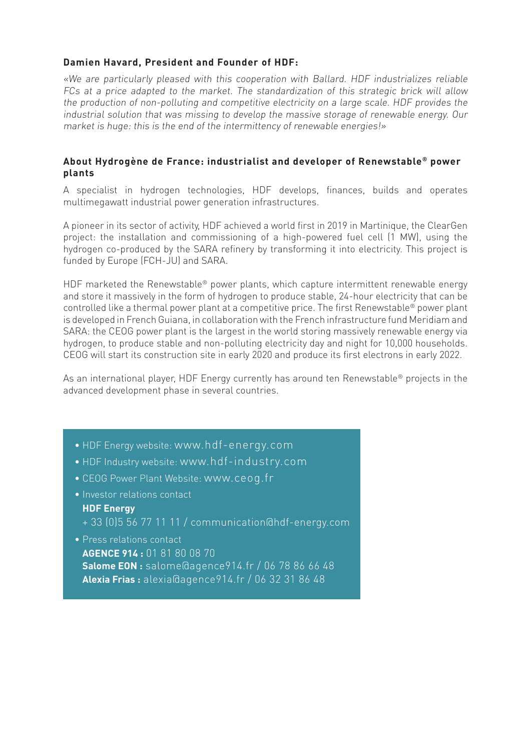**Damien Havard, President and Founder of HDF:**

*«We are particularly pleased with this cooperation with Ballard. HDF industrializes reliable FCs at a price adapted to the market. The standardization of this strategic brick will allow the production of non-polluting and competitive electricity on a large scale. HDF provides the industrial solution that was missing to develop the massive storage of renewable energy. Our market is huge: this is the end of the intermittency of renewable energies!»*

## About Hydrogène de France: industrialist and developer of Renewstable® power plants

A specialist in hydrogen technologies, HDF develops, finances, builds and operates multimegawatt industrial power generation infrastructures.

A pioneer in its sector of activity, HDF achieved a world first in 2019 in Martinique, the ClearGen project: the installation and commissioning of a high-powered fuel cell (1 MW), using the hydrogen co-produced by the SARA refinery by transforming it into electricity. This project is funded by Europe (FCH-JU) and SARA.

HDF marketed the Renewstable® power plants, which capture intermittent renewable energy and store it massively in the form of hydrogen to produce stable, 24-hour electricity that can be controlled like a thermal power plant at a competitive price. The first Renewstable® power plant is developed in French Guiana, in collaboration with the French infrastructure fund Meridiam and SARA: the CEOG power plant is the largest in the world storing massively renewable energy via hydrogen, to produce stable and non-polluting electricity day and night for 10,000 households. CEOG will start its construction site in early 2020 and produce its first electrons in early 2022.

As an international player, HDF Energy currently has around ten Renewstable® projects in the advanced development phase in several countries.

- HDF Energy website: www.hdf-energy.com
- HDF Industry website: www.hdf-industry.com
- CEOG Power Plant Website: www.ceog.fr
- Investor relations contact
  **HDF Energy**
  + 33 (0)5 56 77 11 11 / communication@hdf-energy.com
- Press relations contact
  **AGENCE 914 :** 01 81 80 08 70
  **Salome EON :** salome@agence914.fr / 06 78 86 66 48
  **Alexia Frias :** alexia@agence914.fr / 06 32 31 86 48